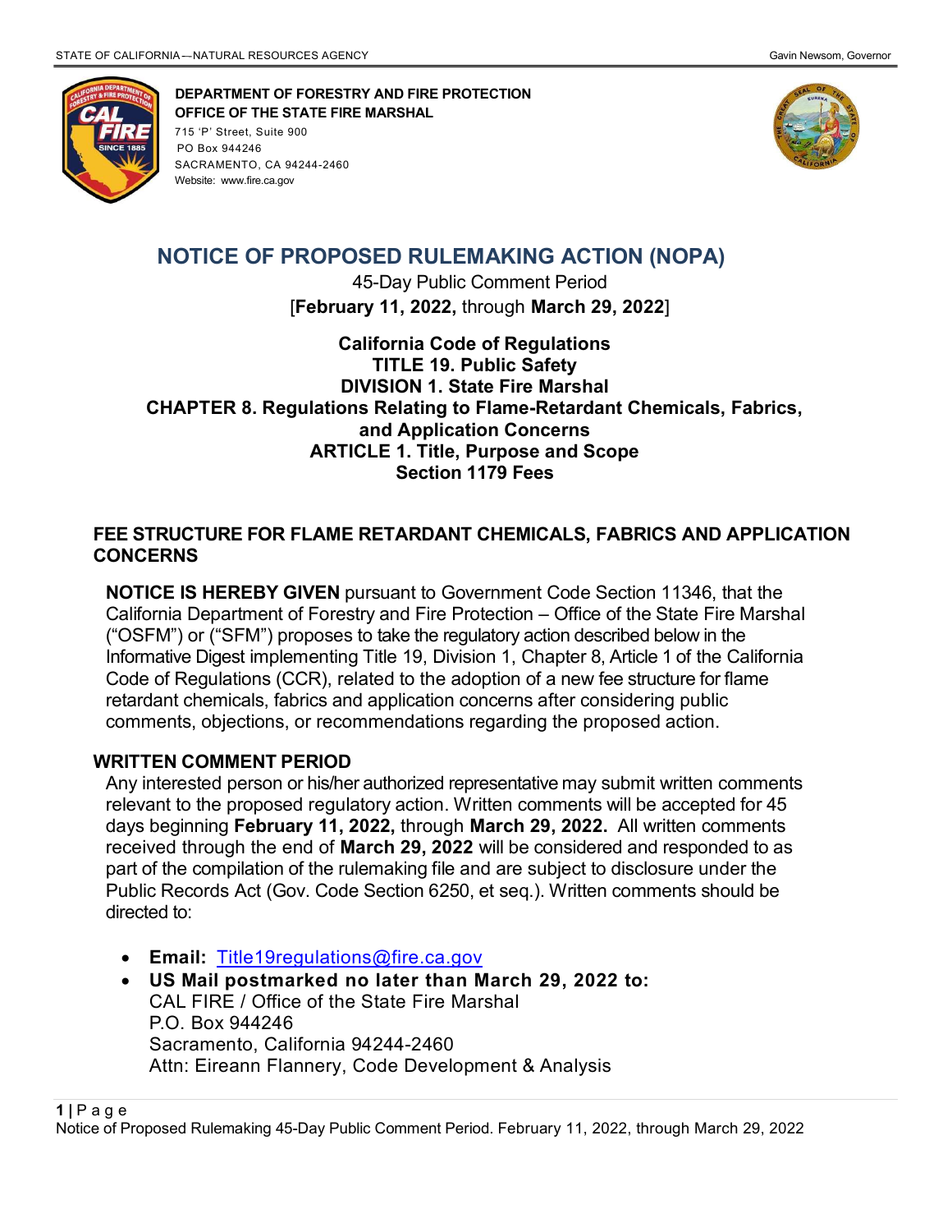**DEPARTMENT OF FORESTRY AND FIRE PROTECTION**
**OFFICE OF THE STATE FIRE MARSHAL**
715 'P' Street, Suite 900
PO Box 944246
SACRAMENTO, CA 94244-2460
Website: www.fire.ca.gov

# NOTICE OF PROPOSED RULEMAKING ACTION (NOPA)

45-Day Public Comment Period
[**February 11, 2022,** through **March 29, 2022**]

**California Code of Regulations**
**TITLE 19. Public Safety**
**DIVISION 1. State Fire Marshal**
**CHAPTER 8. Regulations Relating to Flame-Retardant Chemicals, Fabrics, and Application Concerns**
**ARTICLE 1. Title, Purpose and Scope**
**Section 1179 Fees**

## FEE STRUCTURE FOR FLAME RETARDANT CHEMICALS, FABRICS AND APPLICATION CONCERNS

**NOTICE IS HEREBY GIVEN** pursuant to Government Code Section 11346, that the California Department of Forestry and Fire Protection – Office of the State Fire Marshal ("OSFM") or ("SFM") proposes to take the regulatory action described below in the Informative Digest implementing Title 19, Division 1, Chapter 8, Article 1 of the California Code of Regulations (CCR), related to the adoption of a new fee structure for flame retardant chemicals, fabrics and application concerns after considering public comments, objections, or recommendations regarding the proposed action.

## WRITTEN COMMENT PERIOD

Any interested person or his/her authorized representative may submit written comments relevant to the proposed regulatory action. Written comments will be accepted for 45 days beginning **February 11, 2022,** through **March 29, 2022.** All written comments received through the end of **March 29, 2022** will be considered and responded to as part of the compilation of the rulemaking file and are subject to disclosure under the Public Records Act (Gov. Code Section 6250, et seq.). Written comments should be directed to:

- **Email:** Title19regulations@fire.ca.gov
- **US Mail postmarked no later than March 29, 2022 to:**
  CAL FIRE / Office of the State Fire Marshal
  P.O. Box 944246
  Sacramento, California 94244-2460
  Attn: Eireann Flannery, Code Development & Analysis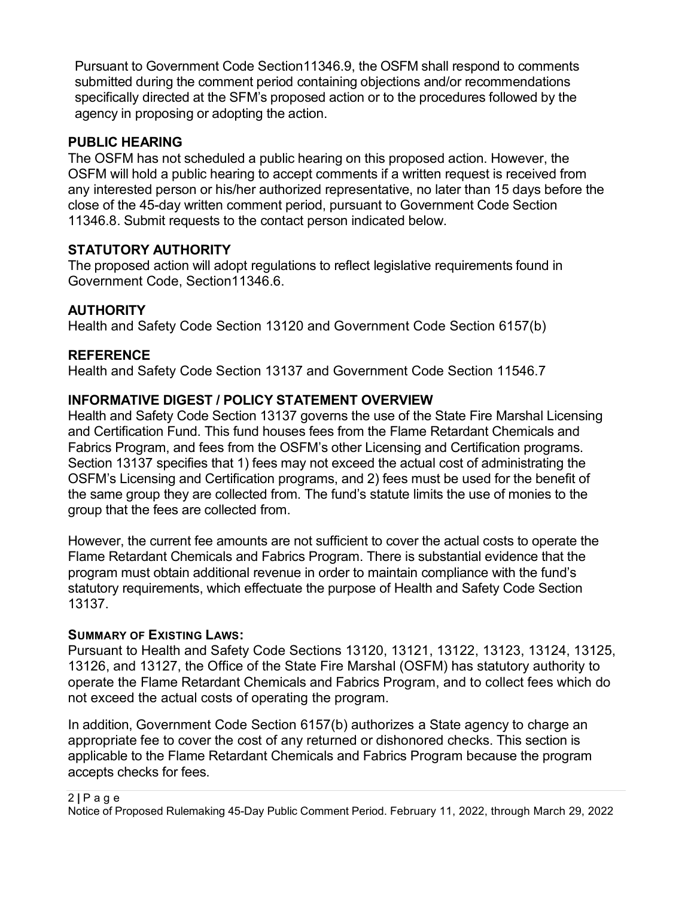Pursuant to Government Code Section11346.9, the OSFM shall respond to comments submitted during the comment period containing objections and/or recommendations specifically directed at the SFM's proposed action or to the procedures followed by the agency in proposing or adopting the action.

## PUBLIC HEARING

The OSFM has not scheduled a public hearing on this proposed action. However, the OSFM will hold a public hearing to accept comments if a written request is received from any interested person or his/her authorized representative, no later than 15 days before the close of the 45-day written comment period, pursuant to Government Code Section 11346.8. Submit requests to the contact person indicated below.

## STATUTORY AUTHORITY

The proposed action will adopt regulations to reflect legislative requirements found in Government Code, Section11346.6.

## AUTHORITY

Health and Safety Code Section 13120 and Government Code Section 6157(b)

## REFERENCE

Health and Safety Code Section 13137 and Government Code Section 11546.7

## INFORMATIVE DIGEST / POLICY STATEMENT OVERVIEW

Health and Safety Code Section 13137 governs the use of the State Fire Marshal Licensing and Certification Fund. This fund houses fees from the Flame Retardant Chemicals and Fabrics Program, and fees from the OSFM's other Licensing and Certification programs. Section 13137 specifies that 1) fees may not exceed the actual cost of administrating the OSFM's Licensing and Certification programs, and 2) fees must be used for the benefit of the same group they are collected from. The fund's statute limits the use of monies to the group that the fees are collected from.

However, the current fee amounts are not sufficient to cover the actual costs to operate the Flame Retardant Chemicals and Fabrics Program. There is substantial evidence that the program must obtain additional revenue in order to maintain compliance with the fund's statutory requirements, which effectuate the purpose of Health and Safety Code Section 13137.

### SUMMARY OF EXISTING LAWS:

Pursuant to Health and Safety Code Sections 13120, 13121, 13122, 13123, 13124, 13125, 13126, and 13127, the Office of the State Fire Marshal (OSFM) has statutory authority to operate the Flame Retardant Chemicals and Fabrics Program, and to collect fees which do not exceed the actual costs of operating the program.

In addition, Government Code Section 6157(b) authorizes a State agency to charge an appropriate fee to cover the cost of any returned or dishonored checks. This section is applicable to the Flame Retardant Chemicals and Fabrics Program because the program accepts checks for fees.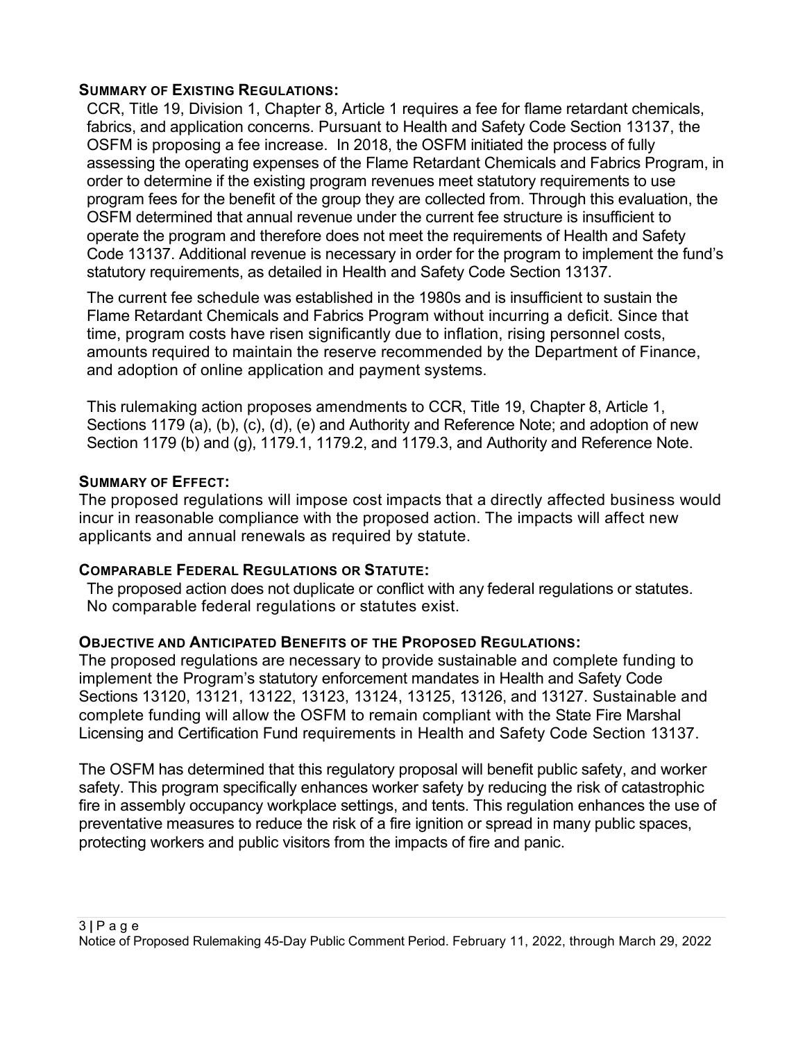## SUMMARY OF EXISTING REGULATIONS:

CCR, Title 19, Division 1, Chapter 8, Article 1 requires a fee for flame retardant chemicals, fabrics, and application concerns. Pursuant to Health and Safety Code Section 13137, the OSFM is proposing a fee increase. In 2018, the OSFM initiated the process of fully assessing the operating expenses of the Flame Retardant Chemicals and Fabrics Program, in order to determine if the existing program revenues meet statutory requirements to use program fees for the benefit of the group they are collected from. Through this evaluation, the OSFM determined that annual revenue under the current fee structure is insufficient to operate the program and therefore does not meet the requirements of Health and Safety Code 13137. Additional revenue is necessary in order for the program to implement the fund's statutory requirements, as detailed in Health and Safety Code Section 13137.

The current fee schedule was established in the 1980s and is insufficient to sustain the Flame Retardant Chemicals and Fabrics Program without incurring a deficit. Since that time, program costs have risen significantly due to inflation, rising personnel costs, amounts required to maintain the reserve recommended by the Department of Finance, and adoption of online application and payment systems.

This rulemaking action proposes amendments to CCR, Title 19, Chapter 8, Article 1, Sections 1179 (a), (b), (c), (d), (e) and Authority and Reference Note; and adoption of new Section 1179 (b) and (g), 1179.1, 1179.2, and 1179.3, and Authority and Reference Note.

## SUMMARY OF EFFECT:

The proposed regulations will impose cost impacts that a directly affected business would incur in reasonable compliance with the proposed action. The impacts will affect new applicants and annual renewals as required by statute.

## COMPARABLE FEDERAL REGULATIONS OR STATUTE:

The proposed action does not duplicate or conflict with any federal regulations or statutes. No comparable federal regulations or statutes exist.

## OBJECTIVE AND ANTICIPATED BENEFITS OF THE PROPOSED REGULATIONS:

The proposed regulations are necessary to provide sustainable and complete funding to implement the Program's statutory enforcement mandates in Health and Safety Code Sections 13120, 13121, 13122, 13123, 13124, 13125, 13126, and 13127. Sustainable and complete funding will allow the OSFM to remain compliant with the State Fire Marshal Licensing and Certification Fund requirements in Health and Safety Code Section 13137.

The OSFM has determined that this regulatory proposal will benefit public safety, and worker safety. This program specifically enhances worker safety by reducing the risk of catastrophic fire in assembly occupancy workplace settings, and tents. This regulation enhances the use of preventative measures to reduce the risk of a fire ignition or spread in many public spaces, protecting workers and public visitors from the impacts of fire and panic.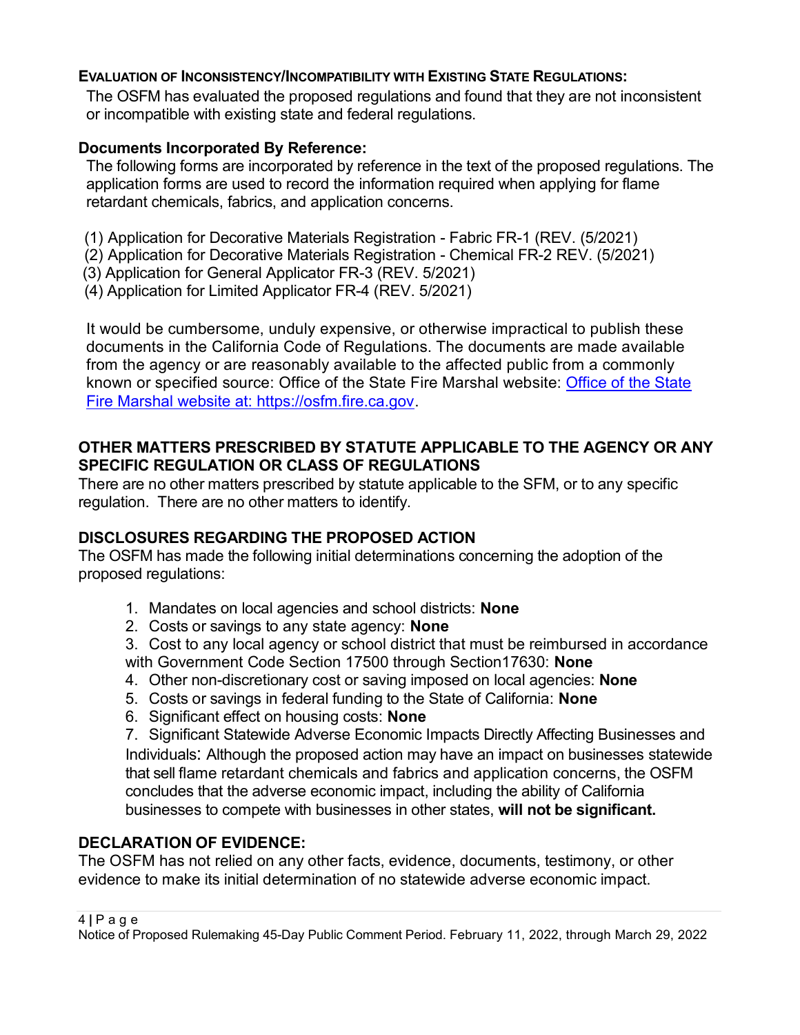**EVALUATION OF INCONSISTENCY/INCOMPATIBILITY WITH EXISTING STATE REGULATIONS:**

The OSFM has evaluated the proposed regulations and found that they are not inconsistent or incompatible with existing state and federal regulations.

**Documents Incorporated By Reference:**

The following forms are incorporated by reference in the text of the proposed regulations. The application forms are used to record the information required when applying for flame retardant chemicals, fabrics, and application concerns.

(1) Application for Decorative Materials Registration - Fabric FR-1 (REV. (5/2021)
(2) Application for Decorative Materials Registration - Chemical FR-2 REV. (5/2021)
(3) Application for General Applicator FR-3 (REV. 5/2021)
(4) Application for Limited Applicator FR-4 (REV. 5/2021)

It would be cumbersome, unduly expensive, or otherwise impractical to publish these documents in the California Code of Regulations. The documents are made available from the agency or are reasonably available to the affected public from a commonly known or specified source: Office of the State Fire Marshal website: [Office of the State Fire Marshal website at: https://osfm.fire.ca.gov](https://osfm.fire.ca.gov).

## OTHER MATTERS PRESCRIBED BY STATUTE APPLICABLE TO THE AGENCY OR ANY SPECIFIC REGULATION OR CLASS OF REGULATIONS

There are no other matters prescribed by statute applicable to the SFM, or to any specific regulation. There are no other matters to identify.

## DISCLOSURES REGARDING THE PROPOSED ACTION

The OSFM has made the following initial determinations concerning the adoption of the proposed regulations:

1. Mandates on local agencies and school districts: **None**
2. Costs or savings to any state agency: **None**
3. Cost to any local agency or school district that must be reimbursed in accordance with Government Code Section 17500 through Section17630: **None**
4. Other non-discretionary cost or saving imposed on local agencies: **None**
5. Costs or savings in federal funding to the State of California: **None**
6. Significant effect on housing costs: **None**
7. Significant Statewide Adverse Economic Impacts Directly Affecting Businesses and Individuals: Although the proposed action may have an impact on businesses statewide that sell flame retardant chemicals and fabrics and application concerns, the OSFM concludes that the adverse economic impact, including the ability of California businesses to compete with businesses in other states, **will not be significant.**

## DECLARATION OF EVIDENCE:

The OSFM has not relied on any other facts, evidence, documents, testimony, or other evidence to make its initial determination of no statewide adverse economic impact.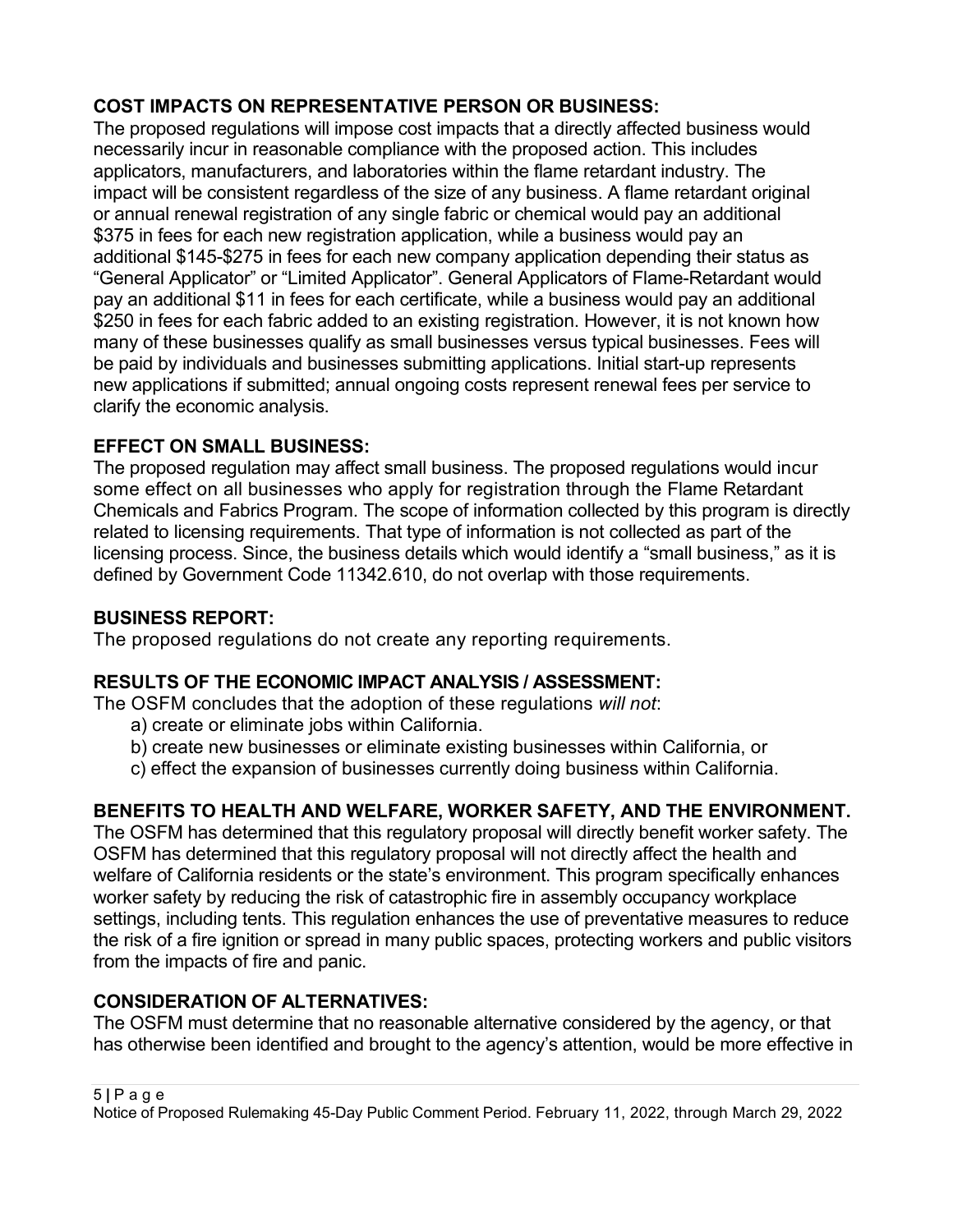## COST IMPACTS ON REPRESENTATIVE PERSON OR BUSINESS:

The proposed regulations will impose cost impacts that a directly affected business would necessarily incur in reasonable compliance with the proposed action. This includes applicators, manufacturers, and laboratories within the flame retardant industry. The impact will be consistent regardless of the size of any business. A flame retardant original or annual renewal registration of any single fabric or chemical would pay an additional $375 in fees for each new registration application, while a business would pay an additional $145-$275 in fees for each new company application depending their status as "General Applicator" or "Limited Applicator". General Applicators of Flame-Retardant would pay an additional $11 in fees for each certificate, while a business would pay an additional $250 in fees for each fabric added to an existing registration. However, it is not known how many of these businesses qualify as small businesses versus typical businesses. Fees will be paid by individuals and businesses submitting applications. Initial start-up represents new applications if submitted; annual ongoing costs represent renewal fees per service to clarify the economic analysis.

## EFFECT ON SMALL BUSINESS:

The proposed regulation may affect small business. The proposed regulations would incur some effect on all businesses who apply for registration through the Flame Retardant Chemicals and Fabrics Program. The scope of information collected by this program is directly related to licensing requirements. That type of information is not collected as part of the licensing process. Since, the business details which would identify a "small business," as it is defined by Government Code 11342.610, do not overlap with those requirements.

## BUSINESS REPORT:

The proposed regulations do not create any reporting requirements.

## RESULTS OF THE ECONOMIC IMPACT ANALYSIS / ASSESSMENT:

The OSFM concludes that the adoption of these regulations *will not*:

a) create or eliminate jobs within California.
b) create new businesses or eliminate existing businesses within California, or
c) effect the expansion of businesses currently doing business within California.

## BENEFITS TO HEALTH AND WELFARE, WORKER SAFETY, AND THE ENVIRONMENT.

The OSFM has determined that this regulatory proposal will directly benefit worker safety. The OSFM has determined that this regulatory proposal will not directly affect the health and welfare of California residents or the state's environment. This program specifically enhances worker safety by reducing the risk of catastrophic fire in assembly occupancy workplace settings, including tents. This regulation enhances the use of preventative measures to reduce the risk of a fire ignition or spread in many public spaces, protecting workers and public visitors from the impacts of fire and panic.

## CONSIDERATION OF ALTERNATIVES:

The OSFM must determine that no reasonable alternative considered by the agency, or that has otherwise been identified and brought to the agency's attention, would be more effective in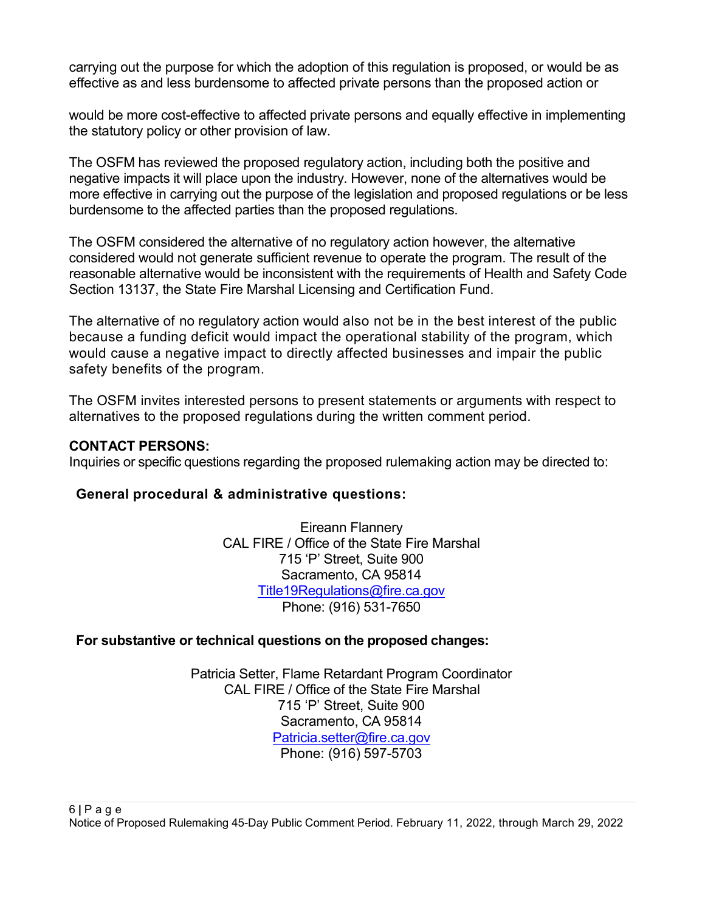carrying out the purpose for which the adoption of this regulation is proposed, or would be as effective as and less burdensome to affected private persons than the proposed action or

would be more cost-effective to affected private persons and equally effective in implementing the statutory policy or other provision of law.

The OSFM has reviewed the proposed regulatory action, including both the positive and negative impacts it will place upon the industry. However, none of the alternatives would be more effective in carrying out the purpose of the legislation and proposed regulations or be less burdensome to the affected parties than the proposed regulations.

The OSFM considered the alternative of no regulatory action however, the alternative considered would not generate sufficient revenue to operate the program. The result of the reasonable alternative would be inconsistent with the requirements of Health and Safety Code Section 13137, the State Fire Marshal Licensing and Certification Fund.

The alternative of no regulatory action would also not be in the best interest of the public because a funding deficit would impact the operational stability of the program, which would cause a negative impact to directly affected businesses and impair the public safety benefits of the program.

The OSFM invites interested persons to present statements or arguments with respect to alternatives to the proposed regulations during the written comment period.

**CONTACT PERSONS:**
Inquiries or specific questions regarding the proposed rulemaking action may be directed to:

**General procedural & administrative questions:**

Eireann Flannery
CAL FIRE / Office of the State Fire Marshal
715 'P' Street, Suite 900
Sacramento, CA 95814
Title19Regulations@fire.ca.gov
Phone: (916) 531-7650

**For substantive or technical questions on the proposed changes:**

Patricia Setter, Flame Retardant Program Coordinator
CAL FIRE / Office of the State Fire Marshal
715 'P' Street, Suite 900
Sacramento, CA 95814
Patricia.setter@fire.ca.gov
Phone: (916) 597-5703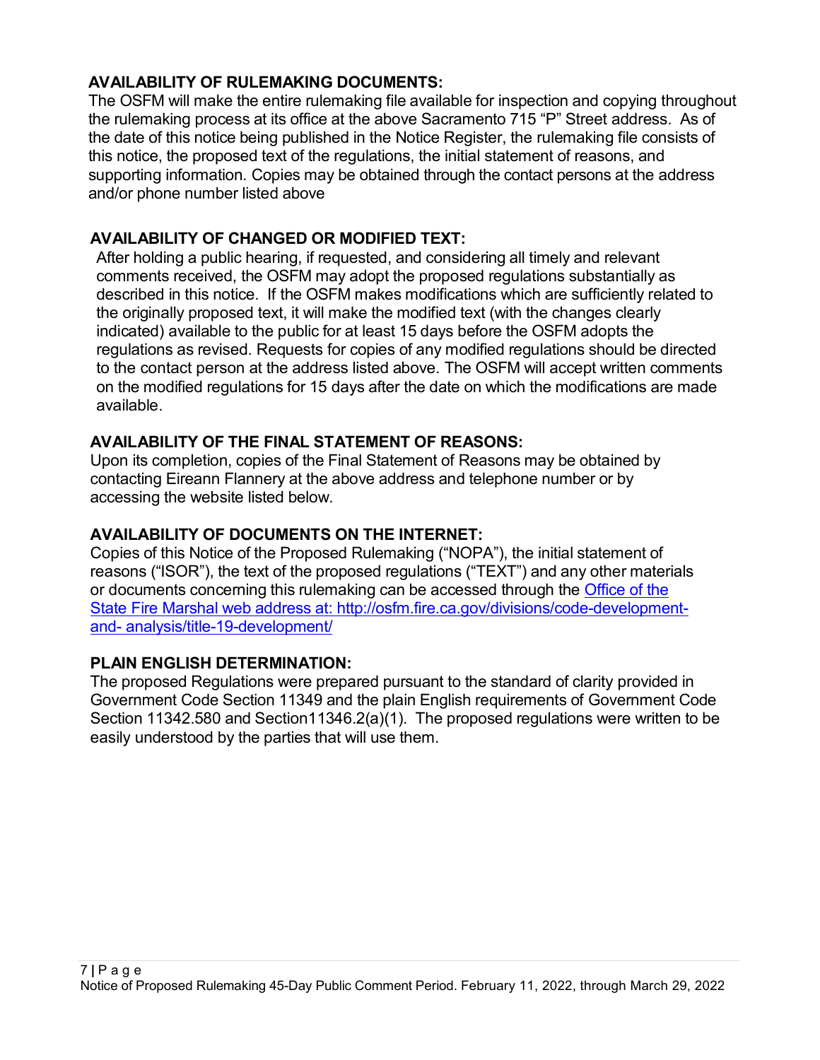**AVAILABILITY OF RULEMAKING DOCUMENTS:**

The OSFM will make the entire rulemaking file available for inspection and copying throughout the rulemaking process at its office at the above Sacramento 715 "P" Street address. As of the date of this notice being published in the Notice Register, the rulemaking file consists of this notice, the proposed text of the regulations, the initial statement of reasons, and supporting information. Copies may be obtained through the contact persons at the address and/or phone number listed above

**AVAILABILITY OF CHANGED OR MODIFIED TEXT:**

After holding a public hearing, if requested, and considering all timely and relevant comments received, the OSFM may adopt the proposed regulations substantially as described in this notice. If the OSFM makes modifications which are sufficiently related to the originally proposed text, it will make the modified text (with the changes clearly indicated) available to the public for at least 15 days before the OSFM adopts the regulations as revised. Requests for copies of any modified regulations should be directed to the contact person at the address listed above. The OSFM will accept written comments on the modified regulations for 15 days after the date on which the modifications are made available.

**AVAILABILITY OF THE FINAL STATEMENT OF REASONS:**

Upon its completion, copies of the Final Statement of Reasons may be obtained by contacting Eireann Flannery at the above address and telephone number or by accessing the website listed below.

**AVAILABILITY OF DOCUMENTS ON THE INTERNET:**

Copies of this Notice of the Proposed Rulemaking ("NOPA"), the initial statement of reasons ("ISOR"), the text of the proposed regulations ("TEXT") and any other materials or documents concerning this rulemaking can be accessed through the Office of the State Fire Marshal web address at: http://osfm.fire.ca.gov/divisions/code-development-and- analysis/title-19-development/

**PLAIN ENGLISH DETERMINATION:**

The proposed Regulations were prepared pursuant to the standard of clarity provided in Government Code Section 11349 and the plain English requirements of Government Code Section 11342.580 and Section11346.2(a)(1). The proposed regulations were written to be easily understood by the parties that will use them.